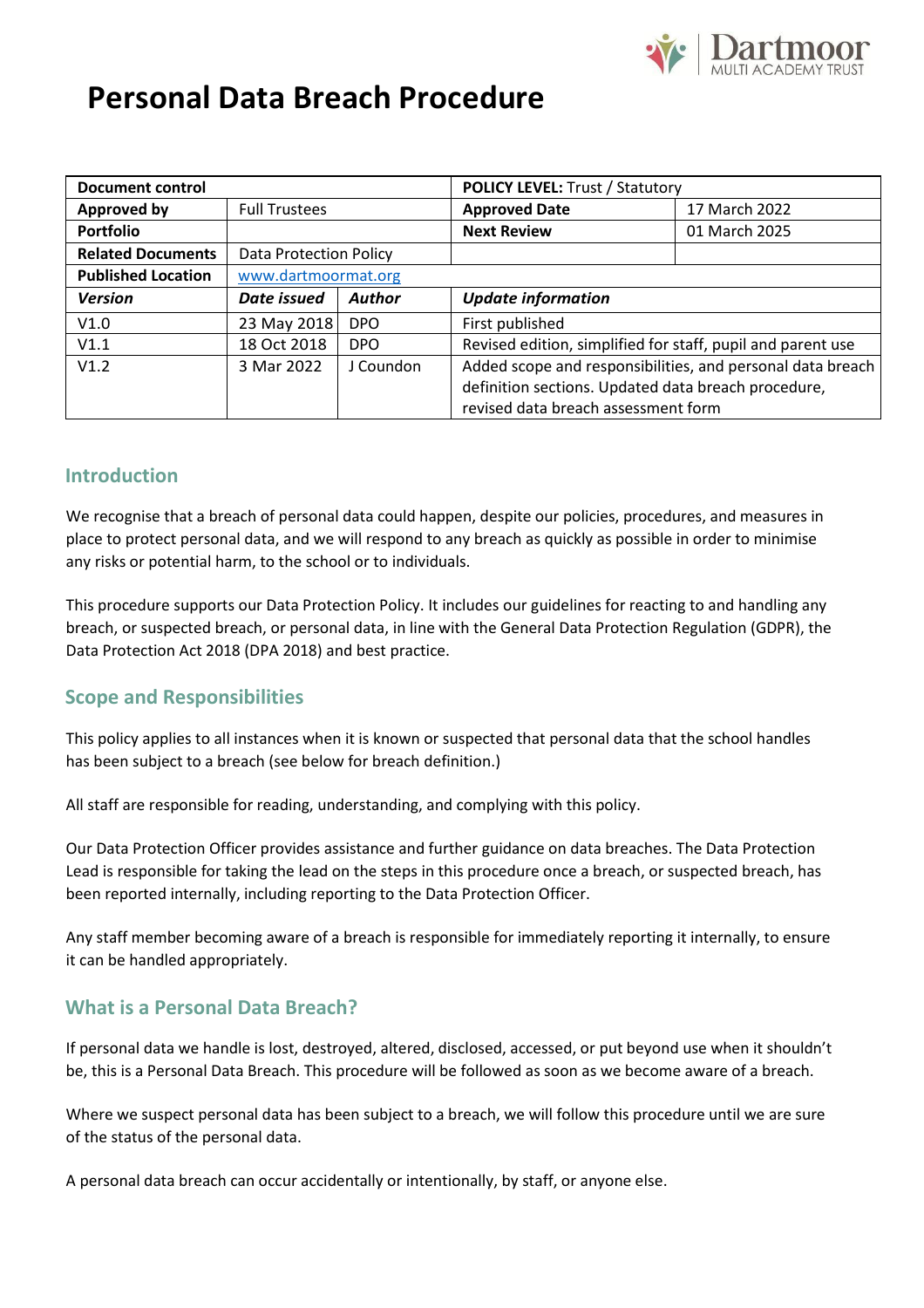# Personal Data Breach Procedure

| Document control | | POLICY LEVEL: Trust / Statutory | |
|---|---|---|---|
| **Approved by** | Full Trustees | **Approved Date** | 17 March 2022 |
| **Portfolio** | | **Next Review** | 01 March 2025 |
| **Related Documents** | Data Protection Policy | | |
| **Published Location** | www.dartmoormat.org | | |

| *Version* | *Date issued* | *Author* | *Update information* |
|---|---|---|---|
| V1.0 | 23 May 2018 | DPO | First published |
| V1.1 | 18 Oct 2018 | DPO | Revised edition, simplified for staff, pupil and parent use |
| V1.2 | 3 Mar 2022 | J Coundon | Added scope and responsibilities, and personal data breach definition sections. Updated data breach procedure, revised data breach assessment form |

## Introduction

We recognise that a breach of personal data could happen, despite our policies, procedures, and measures in place to protect personal data, and we will respond to any breach as quickly as possible in order to minimise any risks or potential harm, to the school or to individuals.

This procedure supports our Data Protection Policy. It includes our guidelines for reacting to and handling any breach, or suspected breach, or personal data, in line with the General Data Protection Regulation (GDPR), the Data Protection Act 2018 (DPA 2018) and best practice.

## Scope and Responsibilities

This policy applies to all instances when it is known or suspected that personal data that the school handles has been subject to a breach (see below for breach definition.)

All staff are responsible for reading, understanding, and complying with this policy.

Our Data Protection Officer provides assistance and further guidance on data breaches. The Data Protection Lead is responsible for taking the lead on the steps in this procedure once a breach, or suspected breach, has been reported internally, including reporting to the Data Protection Officer.

Any staff member becoming aware of a breach is responsible for immediately reporting it internally, to ensure it can be handled appropriately.

## What is a Personal Data Breach?

If personal data we handle is lost, destroyed, altered, disclosed, accessed, or put beyond use when it shouldn't be, this is a Personal Data Breach. This procedure will be followed as soon as we become aware of a breach.

Where we suspect personal data has been subject to a breach, we will follow this procedure until we are sure of the status of the personal data.

A personal data breach can occur accidentally or intentionally, by staff, or anyone else.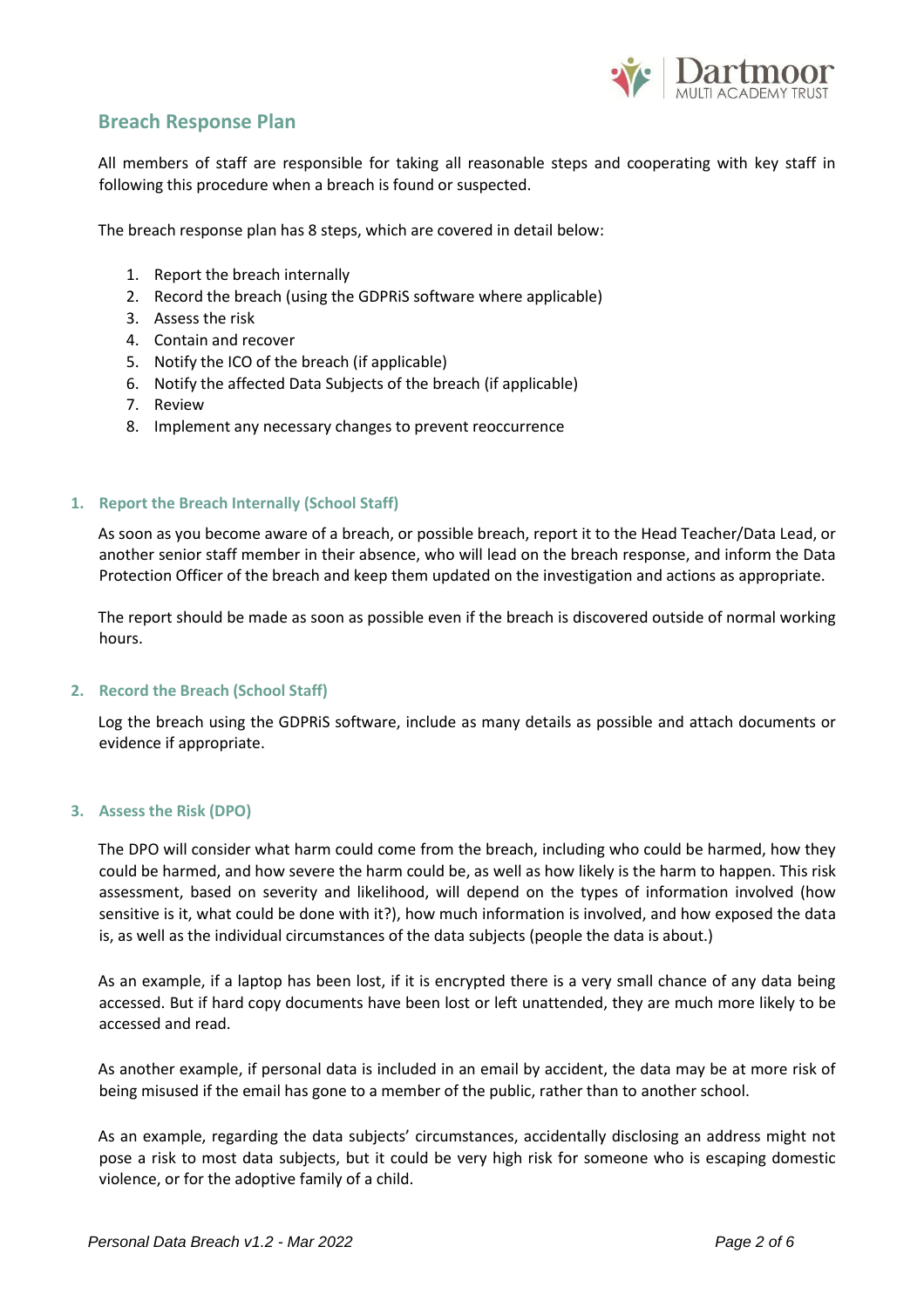## Breach Response Plan

All members of staff are responsible for taking all reasonable steps and cooperating with key staff in following this procedure when a breach is found or suspected.

The breach response plan has 8 steps, which are covered in detail below:

1. Report the breach internally
2. Record the breach (using the GDPRiS software where applicable)
3. Assess the risk
4. Contain and recover
5. Notify the ICO of the breach (if applicable)
6. Notify the affected Data Subjects of the breach (if applicable)
7. Review
8. Implement any necessary changes to prevent reoccurrence

### 1. Report the Breach Internally (School Staff)

As soon as you become aware of a breach, or possible breach, report it to the Head Teacher/Data Lead, or another senior staff member in their absence, who will lead on the breach response, and inform the Data Protection Officer of the breach and keep them updated on the investigation and actions as appropriate.

The report should be made as soon as possible even if the breach is discovered outside of normal working hours.

### 2. Record the Breach (School Staff)

Log the breach using the GDPRiS software, include as many details as possible and attach documents or evidence if appropriate.

### 3. Assess the Risk (DPO)

The DPO will consider what harm could come from the breach, including who could be harmed, how they could be harmed, and how severe the harm could be, as well as how likely is the harm to happen. This risk assessment, based on severity and likelihood, will depend on the types of information involved (how sensitive is it, what could be done with it?), how much information is involved, and how exposed the data is, as well as the individual circumstances of the data subjects (people the data is about.)

As an example, if a laptop has been lost, if it is encrypted there is a very small chance of any data being accessed. But if hard copy documents have been lost or left unattended, they are much more likely to be accessed and read.

As another example, if personal data is included in an email by accident, the data may be at more risk of being misused if the email has gone to a member of the public, rather than to another school.

As an example, regarding the data subjects' circumstances, accidentally disclosing an address might not pose a risk to most data subjects, but it could be very high risk for someone who is escaping domestic violence, or for the adoptive family of a child.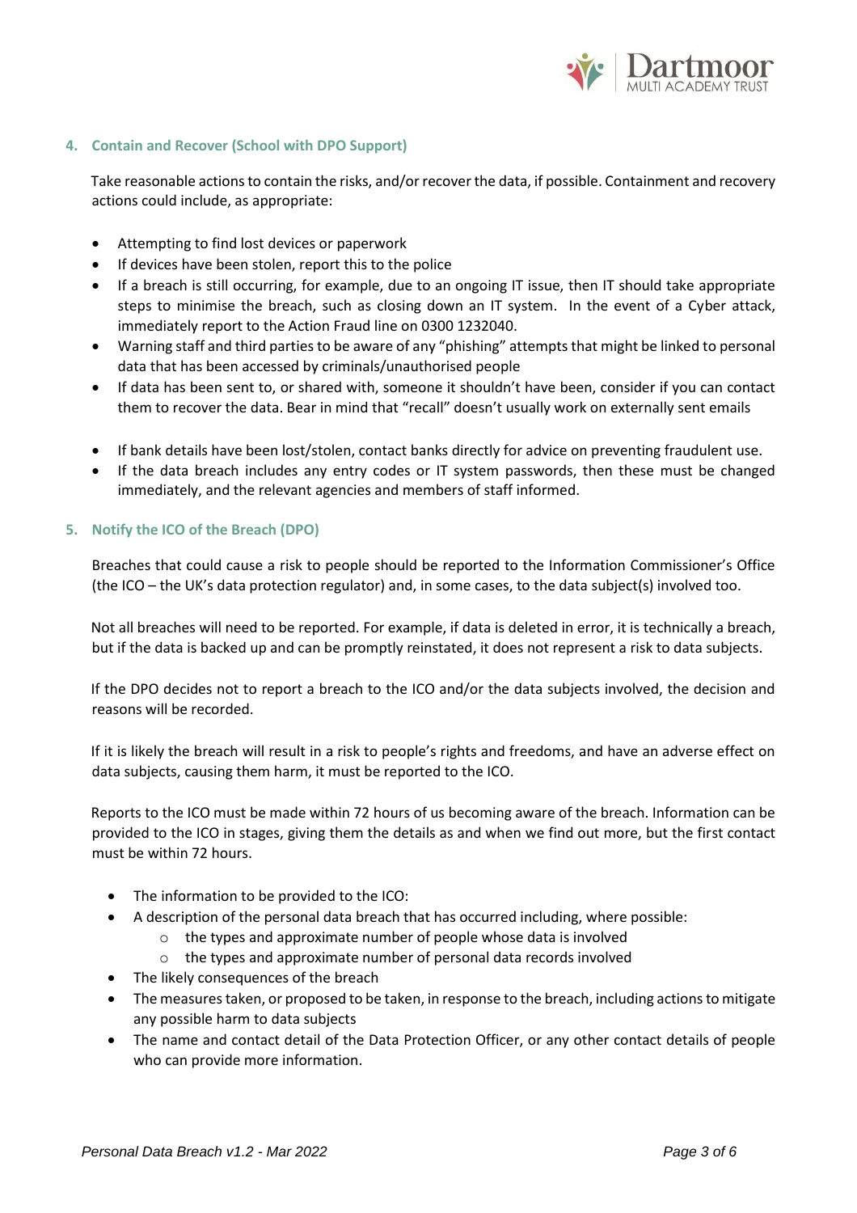## 4. Contain and Recover (School with DPO Support)

Take reasonable actions to contain the risks, and/or recover the data, if possible. Containment and recovery actions could include, as appropriate:

- Attempting to find lost devices or paperwork
- If devices have been stolen, report this to the police
- If a breach is still occurring, for example, due to an ongoing IT issue, then IT should take appropriate steps to minimise the breach, such as closing down an IT system. In the event of a Cyber attack, immediately report to the Action Fraud line on 0300 1232040.
- Warning staff and third parties to be aware of any "phishing" attempts that might be linked to personal data that has been accessed by criminals/unauthorised people
- If data has been sent to, or shared with, someone it shouldn't have been, consider if you can contact them to recover the data. Bear in mind that "recall" doesn't usually work on externally sent emails
- If bank details have been lost/stolen, contact banks directly for advice on preventing fraudulent use.
- If the data breach includes any entry codes or IT system passwords, then these must be changed immediately, and the relevant agencies and members of staff informed.

## 5. Notify the ICO of the Breach (DPO)

Breaches that could cause a risk to people should be reported to the Information Commissioner's Office (the ICO – the UK's data protection regulator) and, in some cases, to the data subject(s) involved too.

Not all breaches will need to be reported. For example, if data is deleted in error, it is technically a breach, but if the data is backed up and can be promptly reinstated, it does not represent a risk to data subjects.

If the DPO decides not to report a breach to the ICO and/or the data subjects involved, the decision and reasons will be recorded.

If it is likely the breach will result in a risk to people's rights and freedoms, and have an adverse effect on data subjects, causing them harm, it must be reported to the ICO.

Reports to the ICO must be made within 72 hours of us becoming aware of the breach. Information can be provided to the ICO in stages, giving them the details as and when we find out more, but the first contact must be within 72 hours.

- The information to be provided to the ICO:
- A description of the personal data breach that has occurred including, where possible:
  - the types and approximate number of people whose data is involved
  - the types and approximate number of personal data records involved
- The likely consequences of the breach
- The measures taken, or proposed to be taken, in response to the breach, including actions to mitigate any possible harm to data subjects
- The name and contact detail of the Data Protection Officer, or any other contact details of people who can provide more information.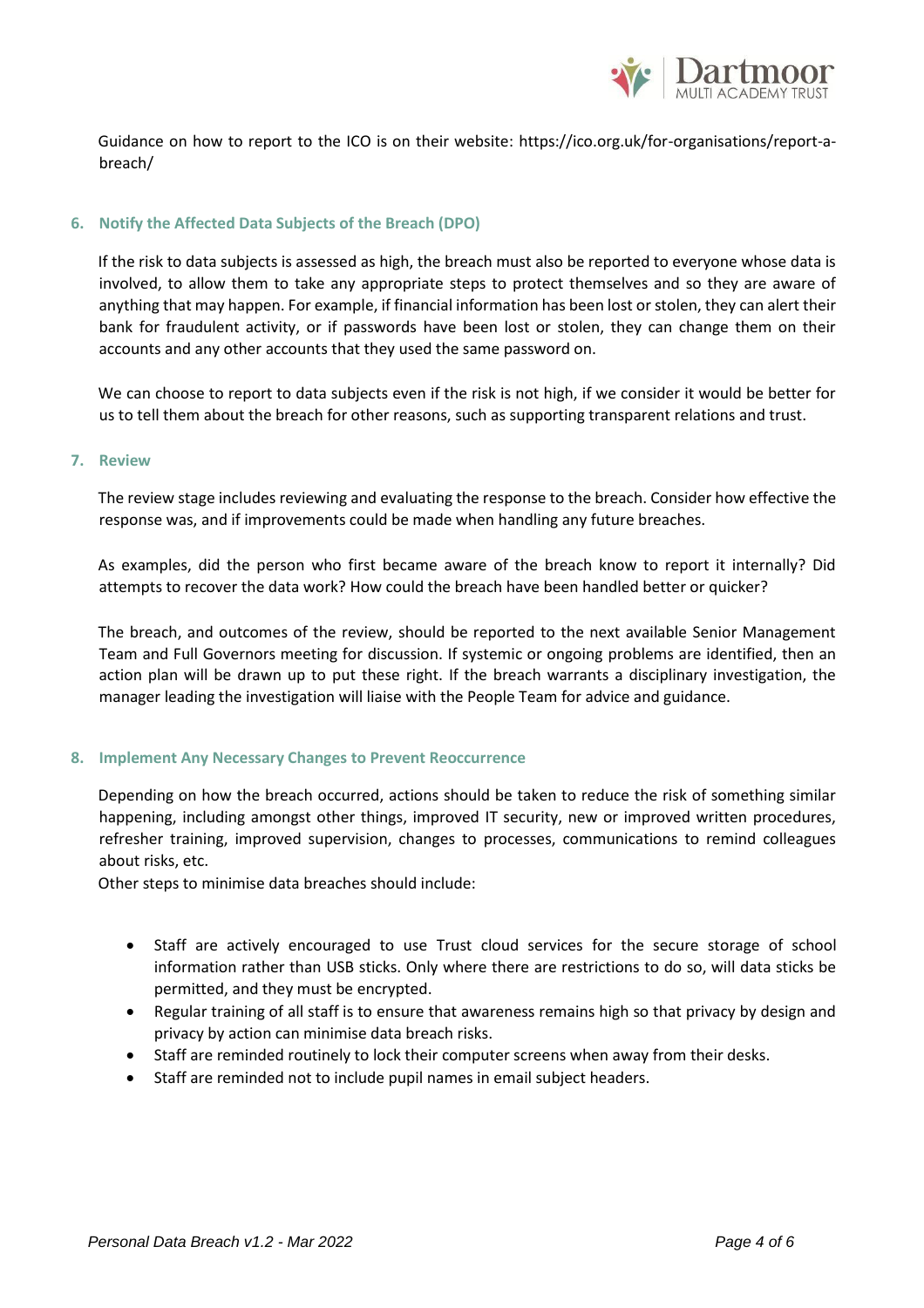Guidance on how to report to the ICO is on their website: https://ico.org.uk/for-organisations/report-a-breach/

### 6. Notify the Affected Data Subjects of the Breach (DPO)

If the risk to data subjects is assessed as high, the breach must also be reported to everyone whose data is involved, to allow them to take any appropriate steps to protect themselves and so they are aware of anything that may happen. For example, if financial information has been lost or stolen, they can alert their bank for fraudulent activity, or if passwords have been lost or stolen, they can change them on their accounts and any other accounts that they used the same password on.

We can choose to report to data subjects even if the risk is not high, if we consider it would be better for us to tell them about the breach for other reasons, such as supporting transparent relations and trust.

### 7. Review

The review stage includes reviewing and evaluating the response to the breach. Consider how effective the response was, and if improvements could be made when handling any future breaches.

As examples, did the person who first became aware of the breach know to report it internally? Did attempts to recover the data work? How could the breach have been handled better or quicker?

The breach, and outcomes of the review, should be reported to the next available Senior Management Team and Full Governors meeting for discussion. If systemic or ongoing problems are identified, then an action plan will be drawn up to put these right. If the breach warrants a disciplinary investigation, the manager leading the investigation will liaise with the People Team for advice and guidance.

### 8. Implement Any Necessary Changes to Prevent Reoccurrence

Depending on how the breach occurred, actions should be taken to reduce the risk of something similar happening, including amongst other things, improved IT security, new or improved written procedures, refresher training, improved supervision, changes to processes, communications to remind colleagues about risks, etc.

Other steps to minimise data breaches should include:

- Staff are actively encouraged to use Trust cloud services for the secure storage of school information rather than USB sticks. Only where there are restrictions to do so, will data sticks be permitted, and they must be encrypted.
- Regular training of all staff is to ensure that awareness remains high so that privacy by design and privacy by action can minimise data breach risks.
- Staff are reminded routinely to lock their computer screens when away from their desks.
- Staff are reminded not to include pupil names in email subject headers.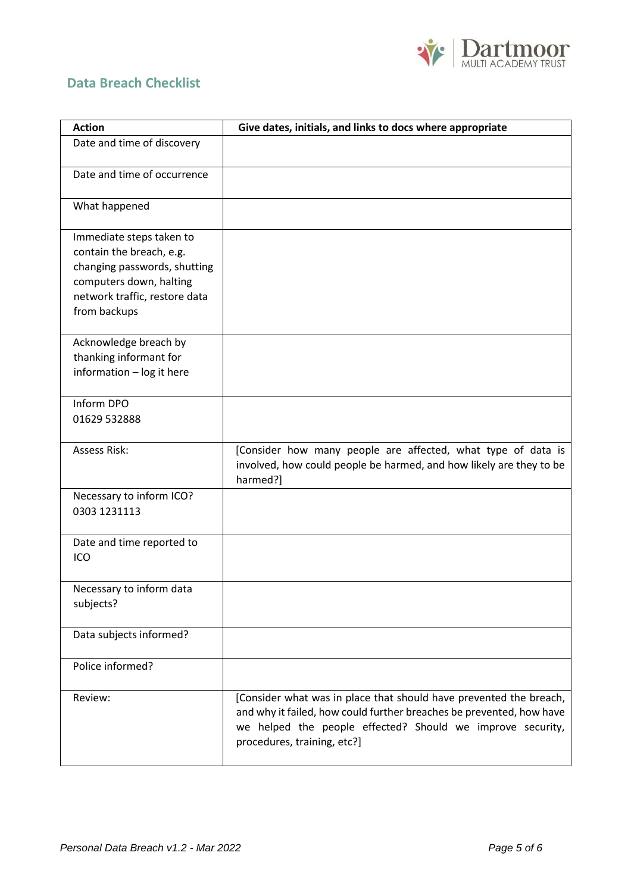## Data Breach Checklist

| Action | Give dates, initials, and links to docs where appropriate |
|---|---|
| Date and time of discovery | |
| Date and time of occurrence | |
| What happened | |
| Immediate steps taken to contain the breach, e.g. changing passwords, shutting computers down, halting network traffic, restore data from backups | |
| Acknowledge breach by thanking informant for information – log it here | |
| Inform DPO 01629 532888 | |
| Assess Risk: | [Consider how many people are affected, what type of data is involved, how could people be harmed, and how likely are they to be harmed?] |
| Necessary to inform ICO? 0303 1231113 | |
| Date and time reported to ICO | |
| Necessary to inform data subjects? | |
| Data subjects informed? | |
| Police informed? | |
| Review: | [Consider what was in place that should have prevented the breach, and why it failed, how could further breaches be prevented, how have we helped the people effected? Should we improve security, procedures, training, etc?] |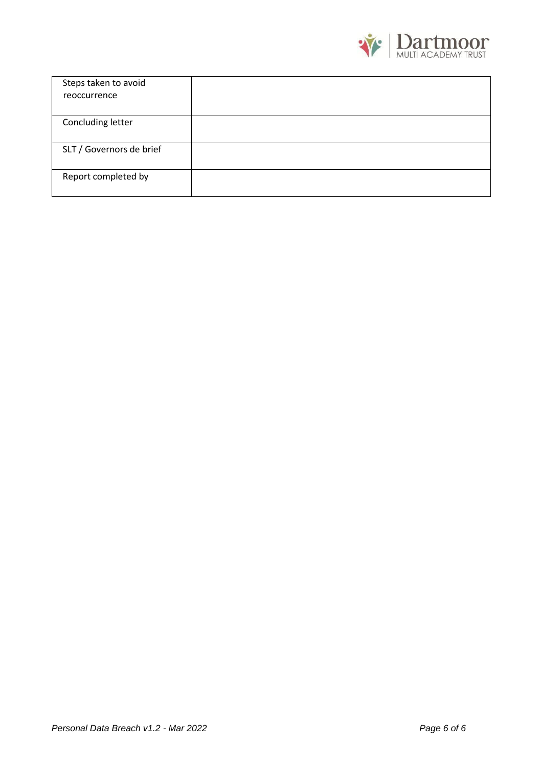| | |
|---|---|
| Steps taken to avoid reoccurrence | |
| Concluding letter | |
| SLT / Governors de brief | |
| Report completed by | |